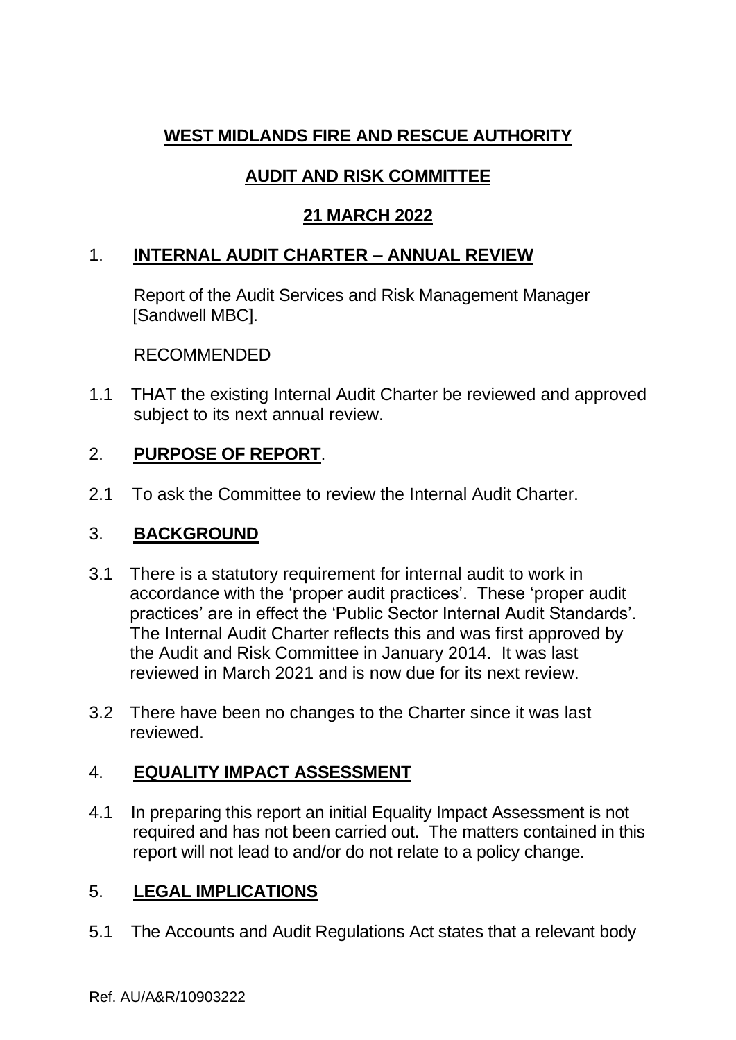# **WEST MIDLANDS FIRE AND RESCUE AUTHORITY**

## **AUDIT AND RISK COMMITTEE**

## **21 MARCH 2022**

## 1. **INTERNAL AUDIT CHARTER – ANNUAL REVIEW**

Report of the Audit Services and Risk Management Manager [Sandwell MBC].

RECOMMENDED

1.1 THAT the existing Internal Audit Charter be reviewed and approved subject to its next annual review.

## 2. **PURPOSE OF REPORT**.

2.1 To ask the Committee to review the Internal Audit Charter.

## 3. **BACKGROUND**

3.1 There is a statutory requirement for internal audit to work in accordance with the 'proper audit practices'. These 'proper audit practices' are in effect the 'Public Sector Internal Audit Standards'. The Internal Audit Charter reflects this and was first approved by the Audit and Risk Committee in January 2014. It was last reviewed in March 2021 and is now due for its next review.

3.2 There have been no changes to the Charter since it was last reviewed.

## 4. **EQUALITY IMPACT ASSESSMENT**

4.1 In preparing this report an initial Equality Impact Assessment is not required and has not been carried out. The matters contained in this report will not lead to and/or do not relate to a policy change.

## 5. **LEGAL IMPLICATIONS**

5.1 The Accounts and Audit Regulations Act states that a relevant body

Ref. AU/A&R/10903222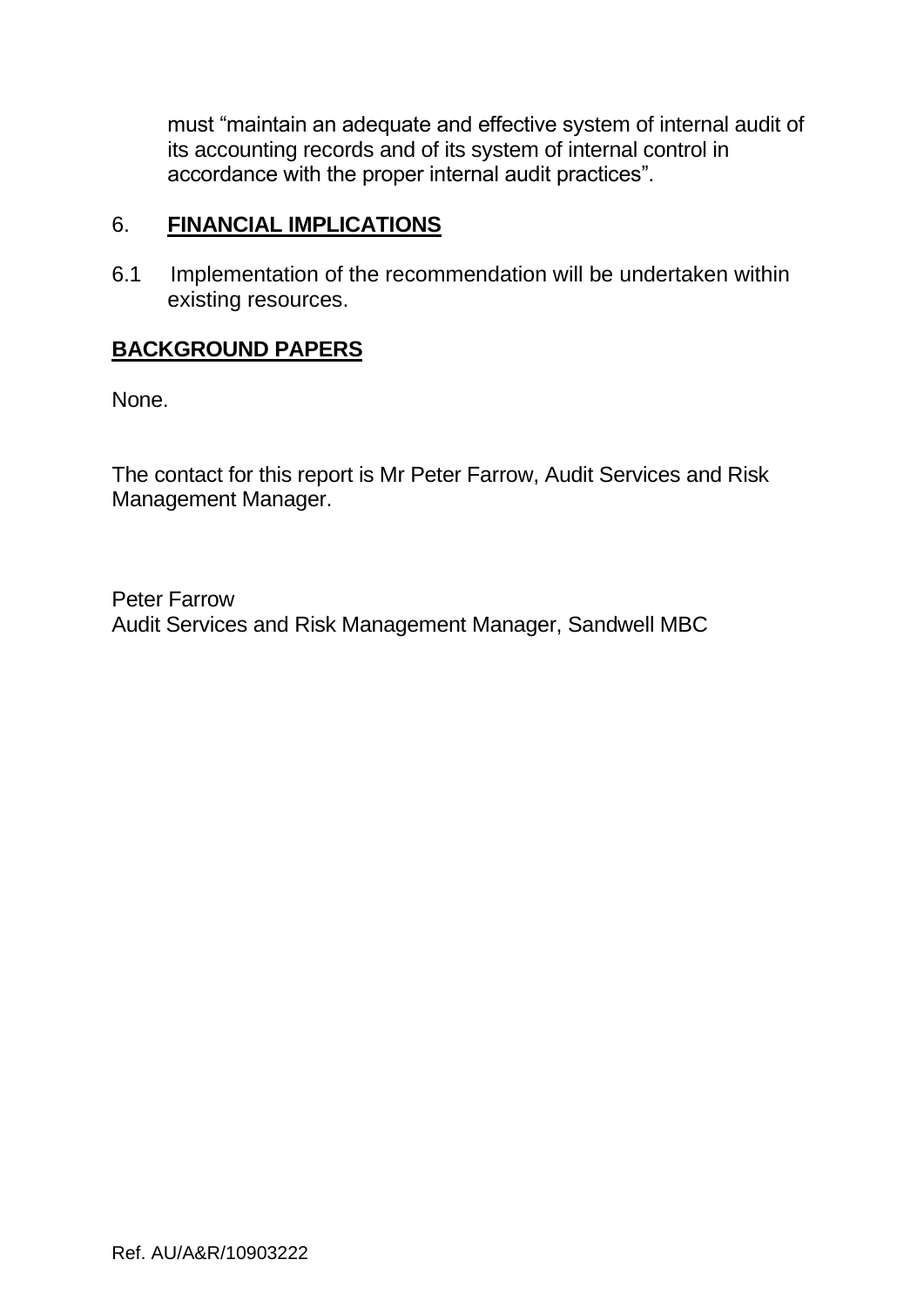must "maintain an adequate and effective system of internal audit of its accounting records and of its system of internal control in accordance with the proper internal audit practices".

## 6. **FINANCIAL IMPLICATIONS**

6.1 Implementation of the recommendation will be undertaken within existing resources.

## **BACKGROUND PAPERS**

None.

The contact for this report is Mr Peter Farrow, Audit Services and Risk Management Manager.

Peter Farrow
Audit Services and Risk Management Manager, Sandwell MBC

Ref. AU/A&R/10903222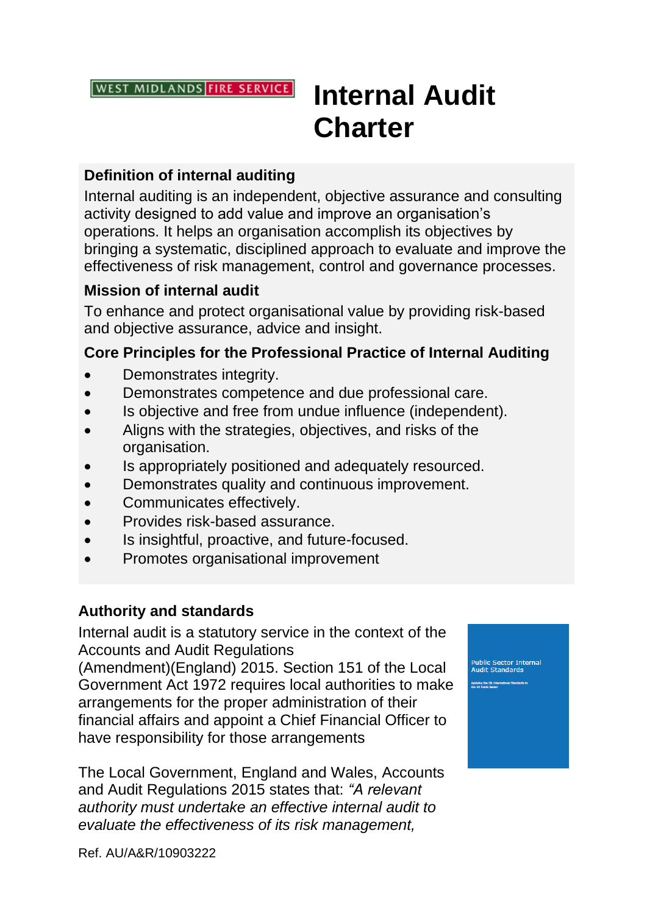# Internal Audit Charter

### Definition of internal auditing

Internal auditing is an independent, objective assurance and consulting activity designed to add value and improve an organisation's operations. It helps an organisation accomplish its objectives by bringing a systematic, disciplined approach to evaluate and improve the effectiveness of risk management, control and governance processes.

### Mission of internal audit

To enhance and protect organisational value by providing risk-based and objective assurance, advice and insight.

### Core Principles for the Professional Practice of Internal Auditing

- Demonstrates integrity.
- Demonstrates competence and due professional care.
- Is objective and free from undue influence (independent).
- Aligns with the strategies, objectives, and risks of the organisation.
- Is appropriately positioned and adequately resourced.
- Demonstrates quality and continuous improvement.
- Communicates effectively.
- Provides risk-based assurance.
- Is insightful, proactive, and future-focused.
- Promotes organisational improvement

### Authority and standards

Internal audit is a statutory service in the context of the Accounts and Audit Regulations (Amendment)(England) 2015. Section 151 of the Local Government Act 1972 requires local authorities to make arrangements for the proper administration of their financial affairs and appoint a Chief Financial Officer to have responsibility for those arrangements

The Local Government, England and Wales, Accounts and Audit Regulations 2015 states that: *"A relevant authority must undertake an effective internal audit to evaluate the effectiveness of its risk management,*

Ref. AU/A&R/10903222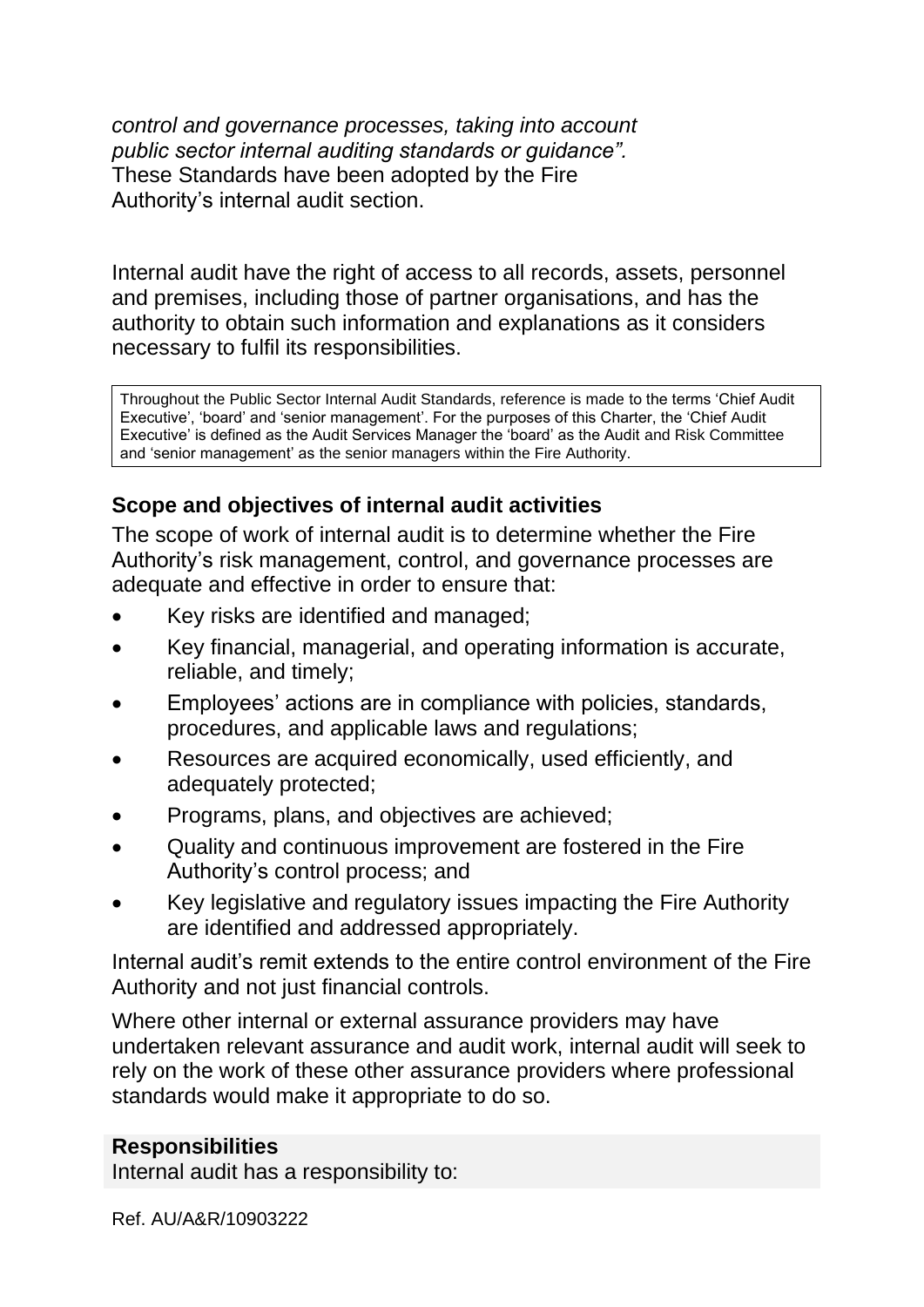*control and governance processes, taking into account public sector internal auditing standards or guidance".* These Standards have been adopted by the Fire Authority's internal audit section.

Internal audit have the right of access to all records, assets, personnel and premises, including those of partner organisations, and has the authority to obtain such information and explanations as it considers necessary to fulfil its responsibilities.

> Throughout the Public Sector Internal Audit Standards, reference is made to the terms 'Chief Audit Executive', 'board' and 'senior management'. For the purposes of this Charter, the 'Chief Audit Executive' is defined as the Audit Services Manager the 'board' as the Audit and Risk Committee and 'senior management' as the senior managers within the Fire Authority.

### Scope and objectives of internal audit activities

The scope of work of internal audit is to determine whether the Fire Authority's risk management, control, and governance processes are adequate and effective in order to ensure that:

- Key risks are identified and managed;
- Key financial, managerial, and operating information is accurate, reliable, and timely;
- Employees' actions are in compliance with policies, standards, procedures, and applicable laws and regulations;
- Resources are acquired economically, used efficiently, and adequately protected;
- Programs, plans, and objectives are achieved;
- Quality and continuous improvement are fostered in the Fire Authority's control process; and
- Key legislative and regulatory issues impacting the Fire Authority are identified and addressed appropriately.

Internal audit's remit extends to the entire control environment of the Fire Authority and not just financial controls.

Where other internal or external assurance providers may have undertaken relevant assurance and audit work, internal audit will seek to rely on the work of these other assurance providers where professional standards would make it appropriate to do so.

### Responsibilities

Internal audit has a responsibility to:

Ref. AU/A&R/10903222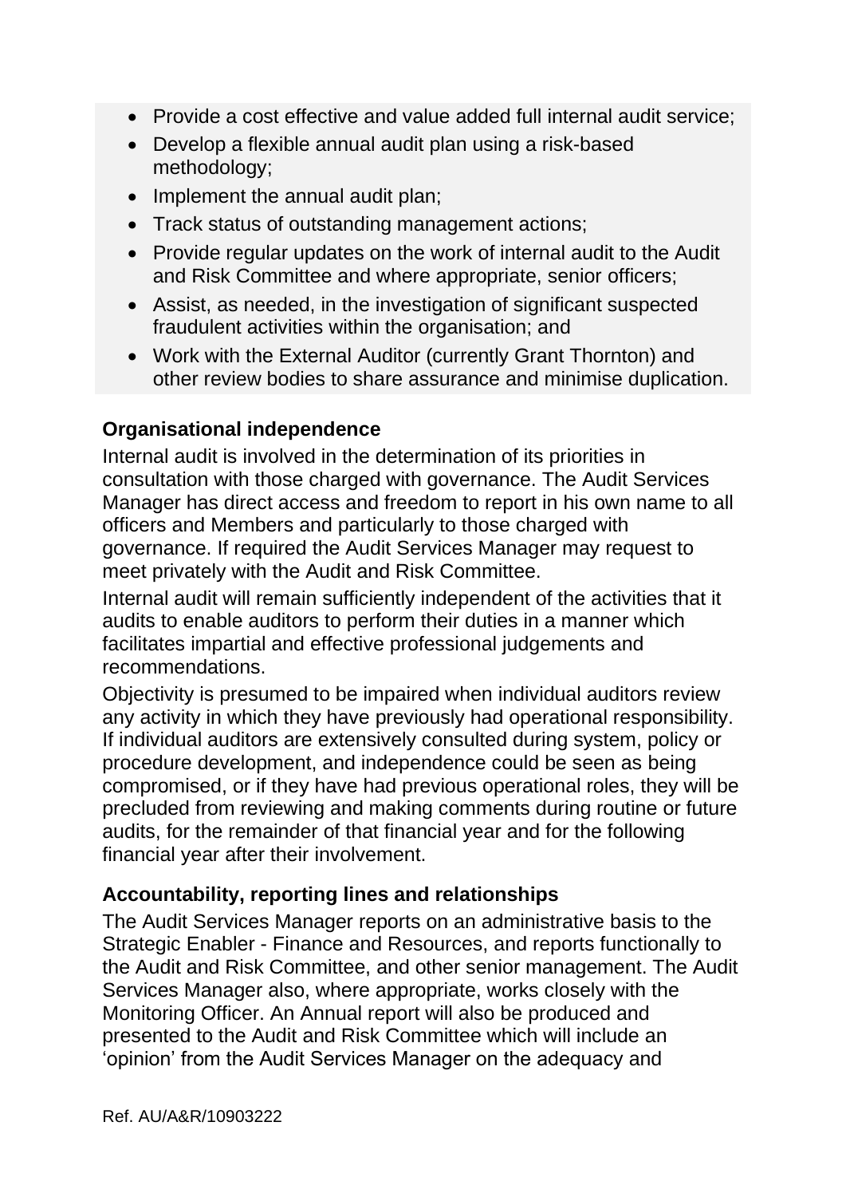- Provide a cost effective and value added full internal audit service;
- Develop a flexible annual audit plan using a risk-based methodology;
- Implement the annual audit plan;
- Track status of outstanding management actions;
- Provide regular updates on the work of internal audit to the Audit and Risk Committee and where appropriate, senior officers;
- Assist, as needed, in the investigation of significant suspected fraudulent activities within the organisation; and
- Work with the External Auditor (currently Grant Thornton) and other review bodies to share assurance and minimise duplication.

**Organisational independence**

Internal audit is involved in the determination of its priorities in consultation with those charged with governance. The Audit Services Manager has direct access and freedom to report in his own name to all officers and Members and particularly to those charged with governance. If required the Audit Services Manager may request to meet privately with the Audit and Risk Committee.

Internal audit will remain sufficiently independent of the activities that it audits to enable auditors to perform their duties in a manner which facilitates impartial and effective professional judgements and recommendations.

Objectivity is presumed to be impaired when individual auditors review any activity in which they have previously had operational responsibility. If individual auditors are extensively consulted during system, policy or procedure development, and independence could be seen as being compromised, or if they have had previous operational roles, they will be precluded from reviewing and making comments during routine or future audits, for the remainder of that financial year and for the following financial year after their involvement.

**Accountability, reporting lines and relationships**

The Audit Services Manager reports on an administrative basis to the Strategic Enabler - Finance and Resources, and reports functionally to the Audit and Risk Committee, and other senior management. The Audit Services Manager also, where appropriate, works closely with the Monitoring Officer. An Annual report will also be produced and presented to the Audit and Risk Committee which will include an 'opinion' from the Audit Services Manager on the adequacy and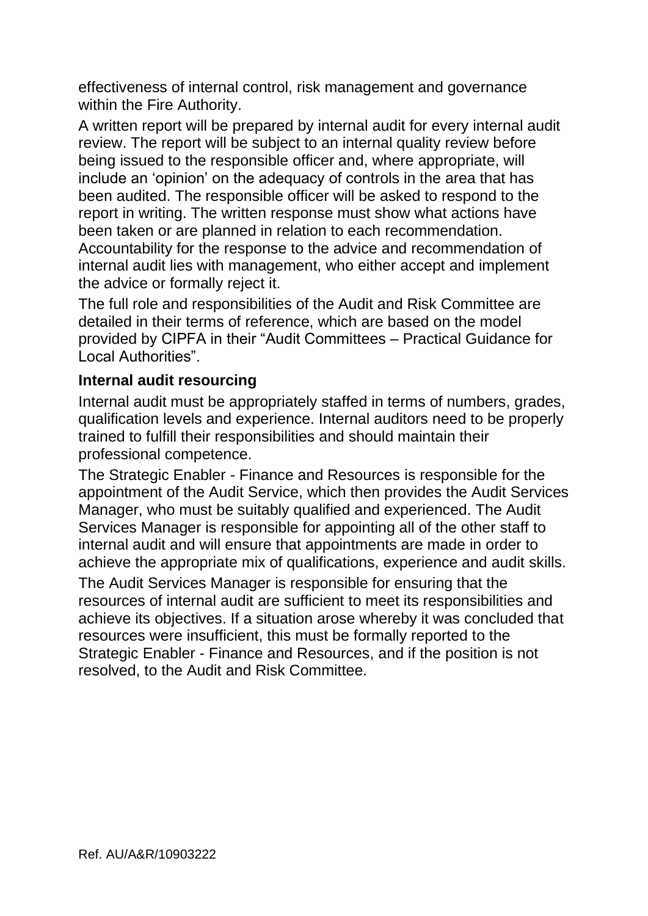effectiveness of internal control, risk management and governance within the Fire Authority.

A written report will be prepared by internal audit for every internal audit review. The report will be subject to an internal quality review before being issued to the responsible officer and, where appropriate, will include an 'opinion' on the adequacy of controls in the area that has been audited. The responsible officer will be asked to respond to the report in writing. The written response must show what actions have been taken or are planned in relation to each recommendation. Accountability for the response to the advice and recommendation of internal audit lies with management, who either accept and implement the advice or formally reject it.

The full role and responsibilities of the Audit and Risk Committee are detailed in their terms of reference, which are based on the model provided by CIPFA in their "Audit Committees – Practical Guidance for Local Authorities".

**Internal audit resourcing**

Internal audit must be appropriately staffed in terms of numbers, grades, qualification levels and experience. Internal auditors need to be properly trained to fulfill their responsibilities and should maintain their professional competence.

The Strategic Enabler - Finance and Resources is responsible for the appointment of the Audit Service, which then provides the Audit Services Manager, who must be suitably qualified and experienced. The Audit Services Manager is responsible for appointing all of the other staff to internal audit and will ensure that appointments are made in order to achieve the appropriate mix of qualifications, experience and audit skills.

The Audit Services Manager is responsible for ensuring that the resources of internal audit are sufficient to meet its responsibilities and achieve its objectives. If a situation arose whereby it was concluded that resources were insufficient, this must be formally reported to the Strategic Enabler - Finance and Resources, and if the position is not resolved, to the Audit and Risk Committee.

Ref. AU/A&R/10903222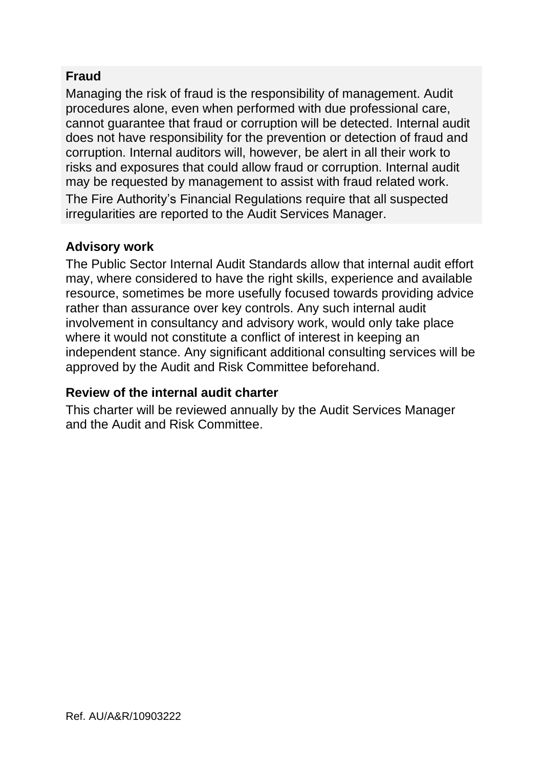**Fraud**

Managing the risk of fraud is the responsibility of management. Audit procedures alone, even when performed with due professional care, cannot guarantee that fraud or corruption will be detected. Internal audit does not have responsibility for the prevention or detection of fraud and corruption. Internal auditors will, however, be alert in all their work to risks and exposures that could allow fraud or corruption. Internal audit may be requested by management to assist with fraud related work.

The Fire Authority's Financial Regulations require that all suspected irregularities are reported to the Audit Services Manager.

**Advisory work**

The Public Sector Internal Audit Standards allow that internal audit effort may, where considered to have the right skills, experience and available resource, sometimes be more usefully focused towards providing advice rather than assurance over key controls. Any such internal audit involvement in consultancy and advisory work, would only take place where it would not constitute a conflict of interest in keeping an independent stance. Any significant additional consulting services will be approved by the Audit and Risk Committee beforehand.

**Review of the internal audit charter**

This charter will be reviewed annually by the Audit Services Manager and the Audit and Risk Committee.

Ref. AU/A&R/10903222